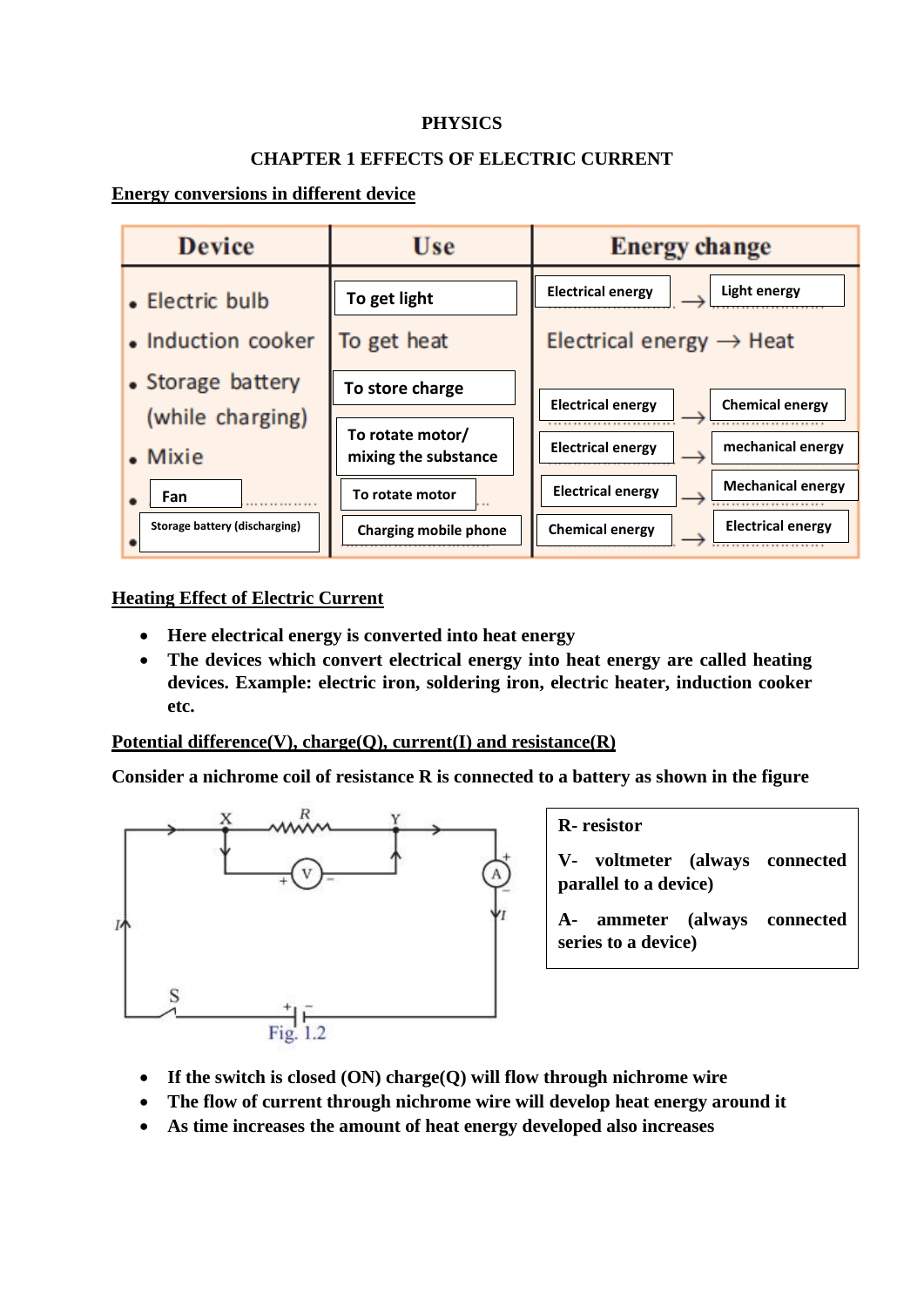**PHYSICS**

# CHAPTER 1 EFFECTS OF ELECTRIC CURRENT

## Energy conversions in different device

| Device | Use | Energy change |
|---|---|---|
| Electric bulb | To get light | Electrical energy → Light energy |
| Induction cooker | To get heat | Electrical energy → Heat |
| Storage battery (while charging) | To store charge | Electrical energy → Chemical energy |
| Mixie | To rotate motor/ mixing the substance | Electrical energy → mechanical energy |
| Fan | To rotate motor | Electrical energy → Mechanical energy |
| Storage battery (discharging) | Charging mobile phone | Chemical energy → Electrical energy |

## Heating Effect of Electric Current

- **Here electrical energy is converted into heat energy**
- **The devices which convert electrical energy into heat energy are called heating devices. Example: electric iron, soldering iron, electric heater, induction cooker etc.**

## Potential difference(V), charge(Q), current(I) and resistance(R)

**Consider a nichrome coil of resistance R is connected to a battery as shown in the figure**

Fig. 1.2

**R- resistor**

**V- voltmeter (always connected parallel to a device)**

**A- ammeter (always connected series to a device)**

- **If the switch is closed (ON) charge(Q) will flow through nichrome wire**
- **The flow of current through nichrome wire will develop heat energy around it**
- **As time increases the amount of heat energy developed also increases**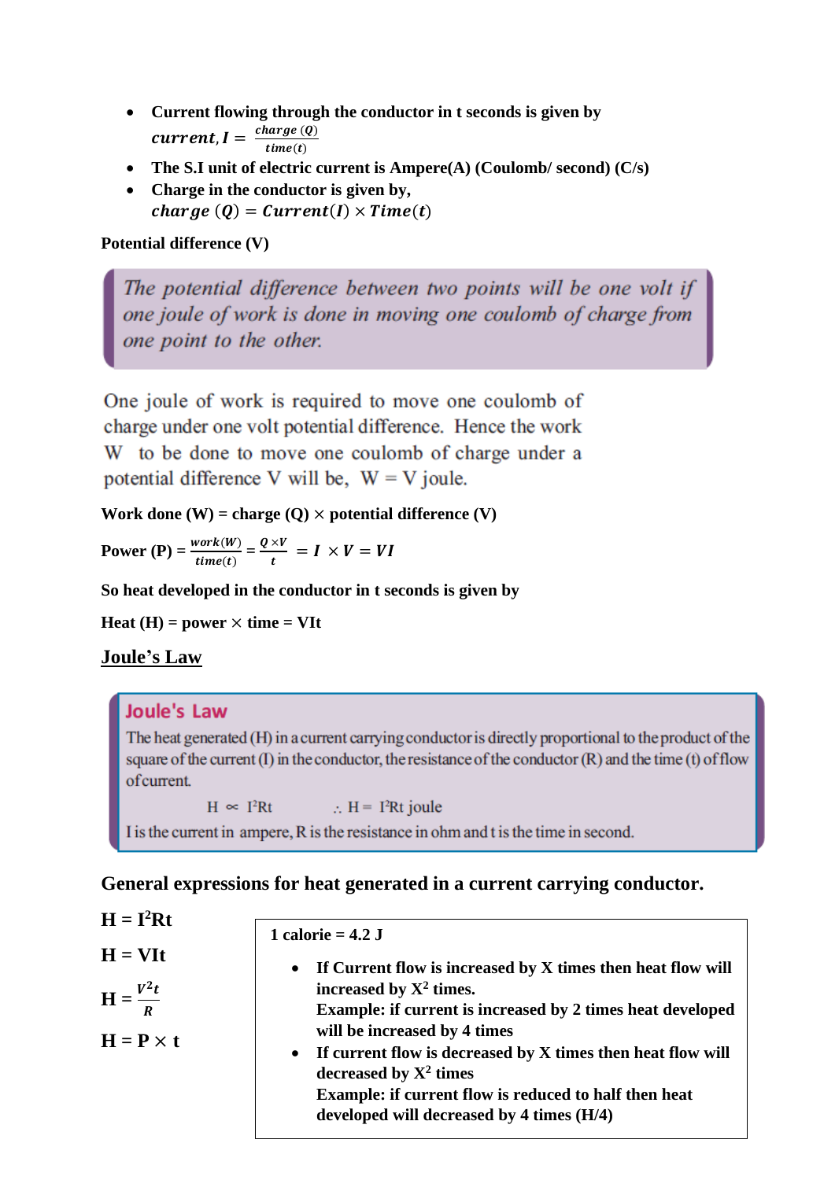- **Current flowing through the conductor in t seconds is given by**
  $current, I = \frac{charge\ (Q)}{time(t)}$
- **The S.I unit of electric current is Ampere(A) (Coulomb/ second) (C/s)**
- **Charge in the conductor is given by,**
  $charge\ (Q) = Current(I) \times Time(t)$

**Potential difference (V)**

> *The potential difference between two points will be one volt if one joule of work is done in moving one coulomb of charge from one point to the other.*

One joule of work is required to move one coulomb of charge under one volt potential difference. Hence the work W to be done to move one coulomb of charge under a potential difference V will be, W = V joule.

**Work done (W) = charge (Q) × potential difference (V)**

**Power (P) =** $\frac{work(W)}{time(t)} = \frac{Q \times V}{t} = I \times V = VI$

**So heat developed in the conductor in t seconds is given by**

**Heat (H) = power × time = VIt**

## Joule's Law

> **Joule's Law**
>
> The heat generated (H) in a current carrying conductor is directly proportional to the product of the square of the current (I) in the conductor, the resistance of the conductor (R) and the time (t) of flow of current.
>
> $H \propto I^2Rt$ $\therefore H = I^2Rt$ joule
>
> I is the current in ampere, R is the resistance in ohm and t is the time in second.

## General expressions for heat generated in a current carrying conductor.

**$H = I^2Rt$**

**H = VIt**

**$H = \frac{V^2 t}{R}$**

**H = P × t**

**1 calorie = 4.2 J**

- **If Current flow is increased by X times then heat flow will increased by $X^2$ times.**
  **Example: if current is increased by 2 times heat developed will be increased by 4 times**
- **If current flow is decreased by X times then heat flow will decreased by $X^2$ times**
  **Example: if current flow is reduced to half then heat developed will decreased by 4 times (H/4)**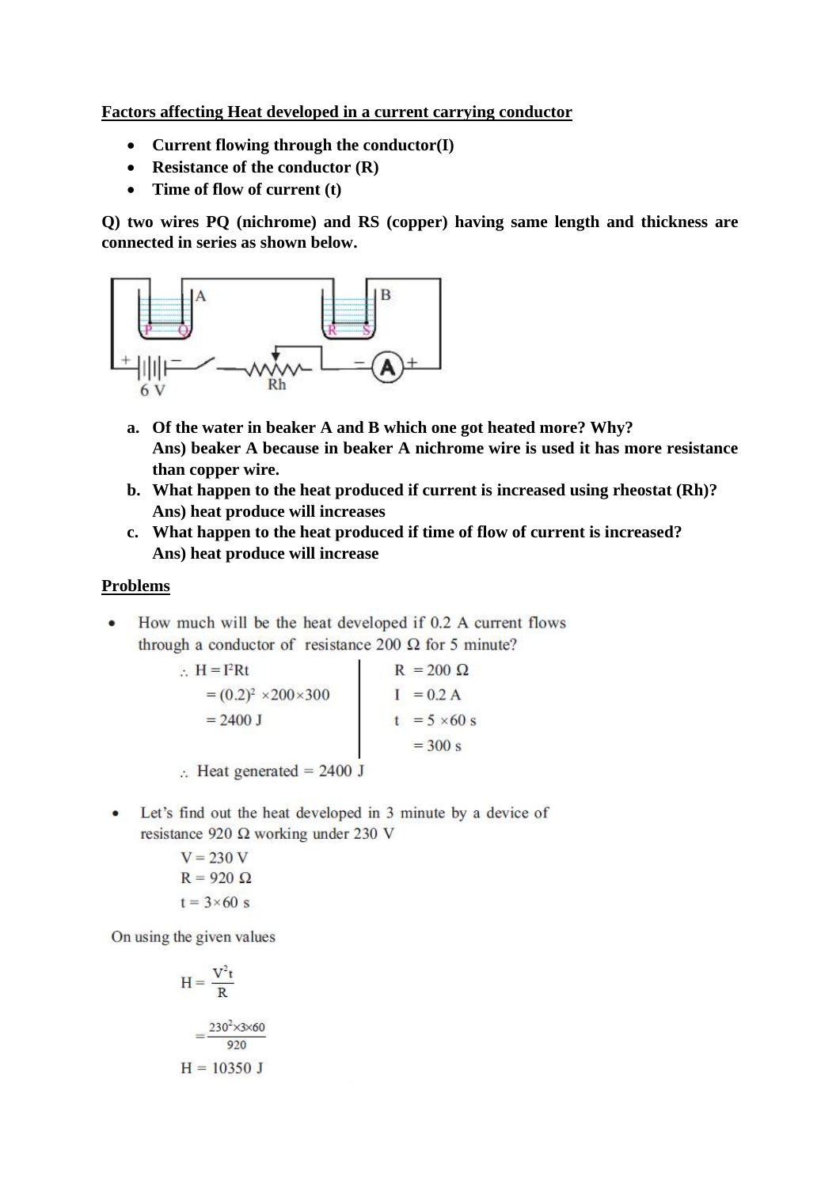**Factors affecting Heat developed in a current carrying conductor**

- **Current flowing through the conductor(I)**
- **Resistance of the conductor (R)**
- **Time of flow of current (t)**

**Q) two wires PQ (nichrome) and RS (copper) having same length and thickness are connected in series as shown below.**

a. **Of the water in beaker A and B which one got heated more? Why?**
   **Ans) beaker A because in beaker A nichrome wire is used it has more resistance than copper wire.**
b. **What happen to the heat produced if current is increased using rheostat (Rh)?**
   **Ans) heat produce will increases**
c. **What happen to the heat produced if time of flow of current is increased?**
   **Ans) heat produce will increase**

**Problems**

- How much will be the heat developed if 0.2 A current flows through a conductor of resistance 200 Ω for 5 minute?

$\therefore H = I^2Rt$

$= (0.2)^2 \times 200 \times 300$

$= 2400$ J

$R = 200\ \Omega$

$I = 0.2$ A

$t = 5 \times 60$ s

$= 300$ s

$\therefore$ Heat generated = 2400 J

- Let's find out the heat developed in 3 minute by a device of resistance 920 Ω working under 230 V

$V = 230$ V

$R = 920\ \Omega$

$t = 3 \times 60$ s

On using the given values

$$H = \frac{V^2 t}{R}$$

$$= \frac{230^2 \times 3 \times 60}{920}$$

$H = 10350$ J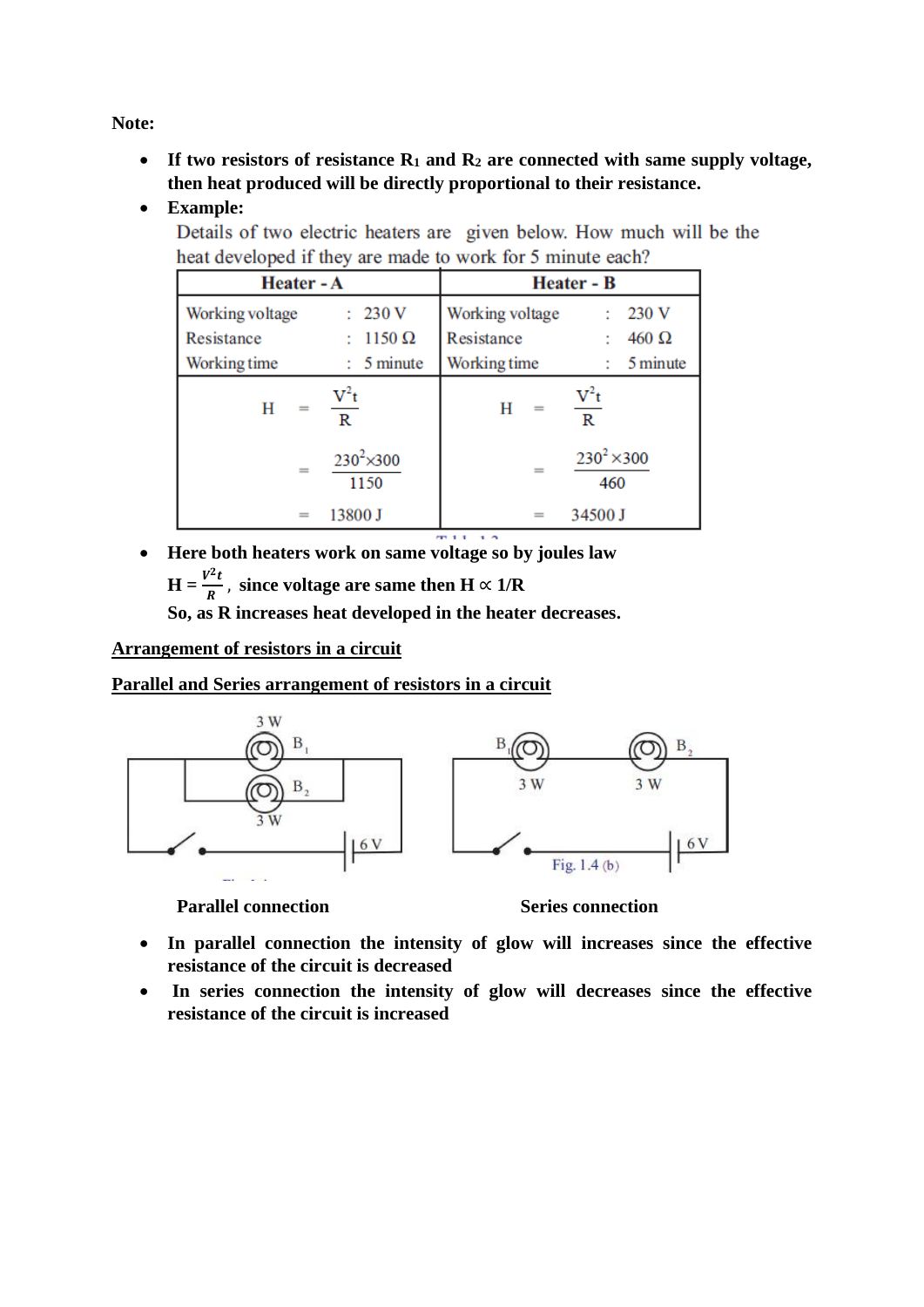**Note:**

- **If two resistors of resistance $R_1$ and $R_2$ are connected with same supply voltage, then heat produced will be directly proportional to their resistance.**
- **Example:**

  Details of two electric heaters are given below. How much will be the heat developed if they are made to work for 5 minute each?

| Heater - A | Heater - B |
|---|---|
| Working voltage : 230 V<br>Resistance : 1150 Ω<br>Working time : 5 minute | Working voltage : 230 V<br>Resistance : 460 Ω<br>Working time : 5 minute |
| $H = \frac{V^2 t}{R}$<br>$= \frac{230^2 \times 300}{1150}$<br>$= 13800$ J | $H = \frac{V^2 t}{R}$<br>$= \frac{230^2 \times 300}{460}$<br>$= 34500$ J |

- **Here both heaters work on same voltage so by joules law**

  **$H = \frac{V^2 t}{R}$ , since voltage are same then $H \propto 1/R$**

  **So, as R increases heat developed in the heater decreases.**

**<u>Arrangement of resistors in a circuit</u>**

**<u>Parallel and Series arrangement of resistors in a circuit</u>**

3 W B₁ B₂ 3 W 6 V

B₁ 3 W B₂ 3 W 6 V

Fig. 1.4 (b)

**Parallel connection** **Series connection**

- **In parallel connection the intensity of glow will increases since the effective resistance of the circuit is decreased**
- **In series connection the intensity of glow will decreases since the effective resistance of the circuit is increased**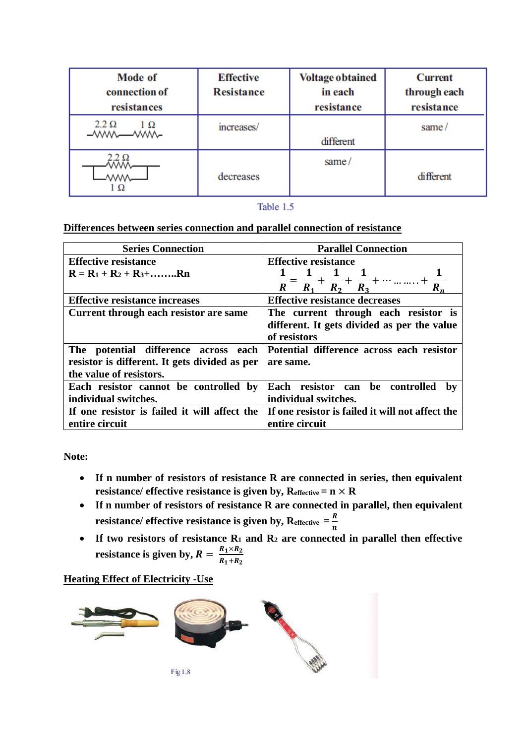| Mode of connection of resistances | Effective Resistance | Voltage obtained in each resistance | Current through each resistance |
|---|---|---|---|
| 2.2 Ω, 1 Ω (series) | increases/ | different | same / |
| 2.2 Ω, 1 Ω (parallel) | decreases | same / | different |

Table 1.5

**Differences between series connection and parallel connection of resistance**

| Series Connection | Parallel Connection |
|---|---|
| **Effective resistance** <br> **$R = R_1 + R_2 + R_3 + \ldots\ldots R_n$** | **Effective resistance** <br> $\frac{1}{R} = \frac{1}{R_1} + \frac{1}{R_2} + \frac{1}{R_3} + \cdots \ldots \ldots + \frac{1}{R_n}$ |
| **Effective resistance increases** | **Effective resistance decreases** |
| **Current through each resistor are same** | **The current through each resistor is different. It gets divided as per the value of resistors** |
| **The potential difference across each resistor is different. It gets divided as per the value of resistors.** | **Potential difference across each resistor are same.** |
| **Each resistor cannot be controlled by individual switches.** | **Each resistor can be controlled by individual switches.** |
| **If one resistor is failed it will affect the entire circuit** | **If one resistor is failed it will not affect the entire circuit** |

**Note:**

- **If n number of resistors of resistance R are connected in series, then equivalent resistance/ effective resistance is given by, $R_{effective} = n \times R$**
- **If n number of resistors of resistance R are connected in parallel, then equivalent resistance/ effective resistance is given by, $R_{effective} = \frac{R}{n}$**
- **If two resistors of resistance $R_1$ and $R_2$ are connected in parallel then effective resistance is given by, $R = \frac{R_1 \times R_2}{R_1 + R_2}$**

**Heating Effect of Electricity -Use**

Fig 1.8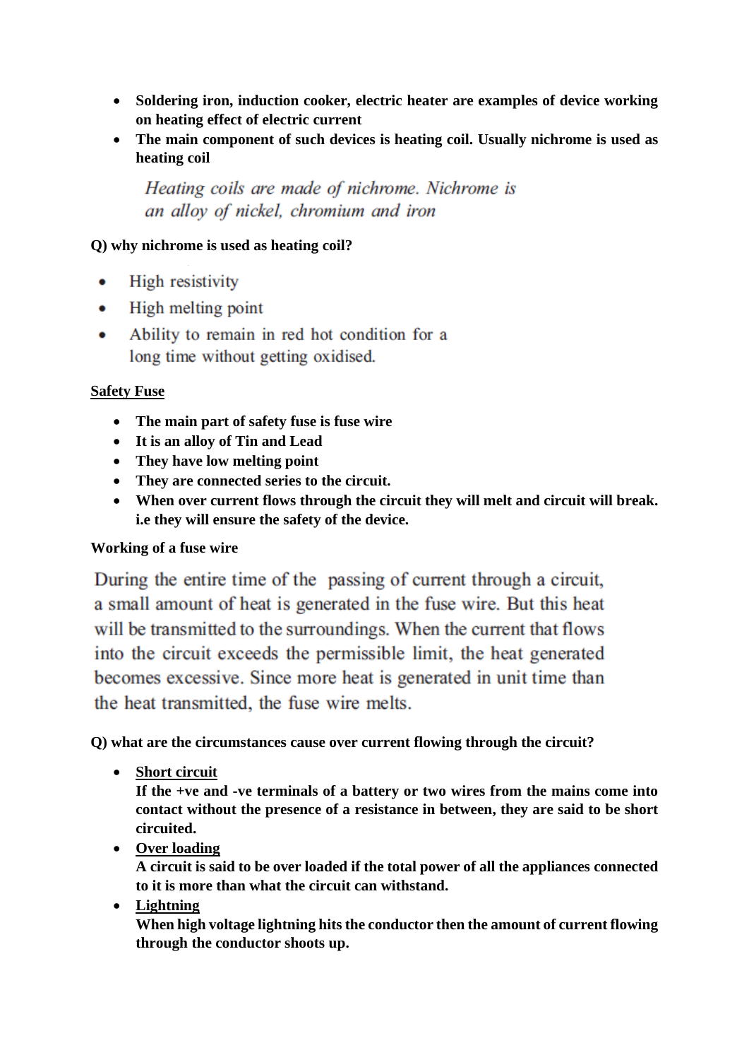- **Soldering iron, induction cooker, electric heater are examples of device working on heating effect of electric current**
- **The main component of such devices is heating coil. Usually nichrome is used as heating coil**

*Heating coils are made of nichrome. Nichrome is an alloy of nickel, chromium and iron*

**Q) why nichrome is used as heating coil?**

- High resistivity
- High melting point
- Ability to remain in red hot condition for a long time without getting oxidised.

**<u>Safety Fuse</u>**

- **The main part of safety fuse is fuse wire**
- **It is an alloy of Tin and Lead**
- **They have low melting point**
- **They are connected series to the circuit.**
- **When over current flows through the circuit they will melt and circuit will break. i.e they will ensure the safety of the device.**

**Working of a fuse wire**

During the entire time of the passing of current through a circuit, a small amount of heat is generated in the fuse wire. But this heat will be transmitted to the surroundings. When the current that flows into the circuit exceeds the permissible limit, the heat generated becomes excessive. Since more heat is generated in unit time than the heat transmitted, the fuse wire melts.

**Q) what are the circumstances cause over current flowing through the circuit?**

- **<u>Short circuit</u>**
  **If the +ve and -ve terminals of a battery or two wires from the mains come into contact without the presence of a resistance in between, they are said to be short circuited.**
- **<u>Over loading</u>**
  **A circuit is said to be over loaded if the total power of all the appliances connected to it is more than what the circuit can withstand.**
- **<u>Lightning</u>**
  **When high voltage lightning hits the conductor then the amount of current flowing through the conductor shoots up.**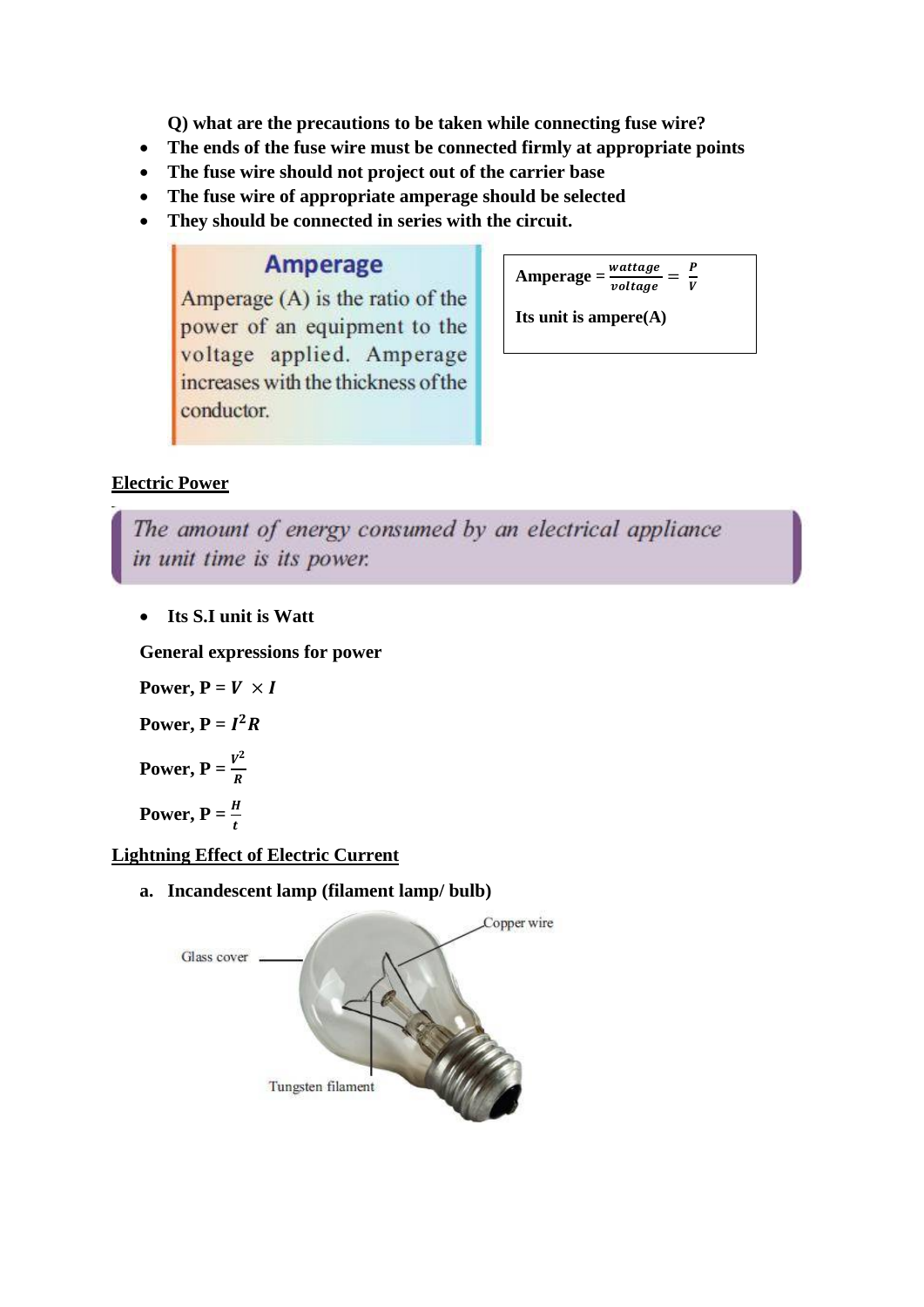**Q) what are the precautions to be taken while connecting fuse wire?**

- **The ends of the fuse wire must be connected firmly at appropriate points**
- **The fuse wire should not project out of the carrier base**
- **The fuse wire of appropriate amperage should be selected**
- **They should be connected in series with the circuit.**

**Amperage**

Amperage (A) is the ratio of the power of an equipment to the voltage applied. Amperage increases with the thickness of the conductor.

**Amperage** $= \frac{wattage}{voltage} = \frac{P}{V}$

**Its unit is ampere(A)**

## Electric Power

*The amount of energy consumed by an electrical appliance in unit time is its power.*

- **Its S.I unit is Watt**

**General expressions for power**

**Power, P** $= V \times I$

**Power, P** $= I^2 R$

**Power, P** $= \frac{V^2}{R}$

**Power, P** $= \frac{H}{t}$

## Lightning Effect of Electric Current

**a. Incandescent lamp (filament lamp/ bulb)**

Glass cover

Copper wire

Tungsten filament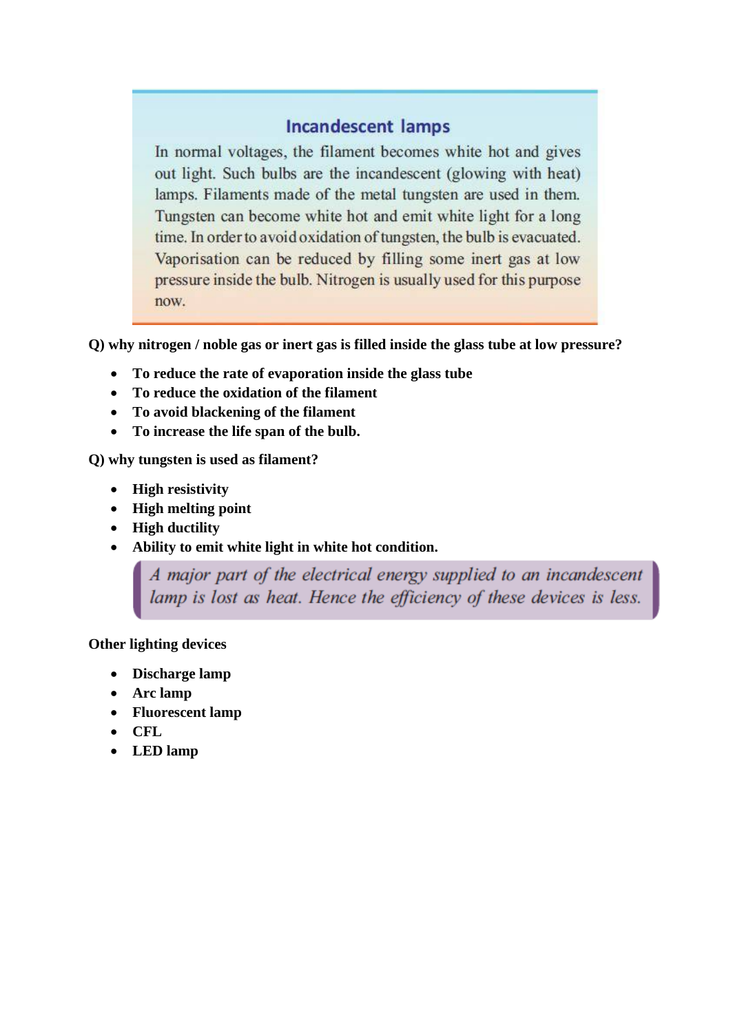## Incandescent lamps

In normal voltages, the filament becomes white hot and gives out light. Such bulbs are the incandescent (glowing with heat) lamps. Filaments made of the metal tungsten are used in them. Tungsten can become white hot and emit white light for a long time. In order to avoid oxidation of tungsten, the bulb is evacuated. Vaporisation can be reduced by filling some inert gas at low pressure inside the bulb. Nitrogen is usually used for this purpose now.

**Q) why nitrogen / noble gas or inert gas is filled inside the glass tube at low pressure?**

- **To reduce the rate of evaporation inside the glass tube**
- **To reduce the oxidation of the filament**
- **To avoid blackening of the filament**
- **To increase the life span of the bulb.**

**Q) why tungsten is used as filament?**

- **High resistivity**
- **High melting point**
- **High ductility**
- **Ability to emit white light in white hot condition.**

*A major part of the electrical energy supplied to an incandescent lamp is lost as heat. Hence the efficiency of these devices is less.*

**Other lighting devices**

- **Discharge lamp**
- **Arc lamp**
- **Fluorescent lamp**
- **CFL**
- **LED lamp**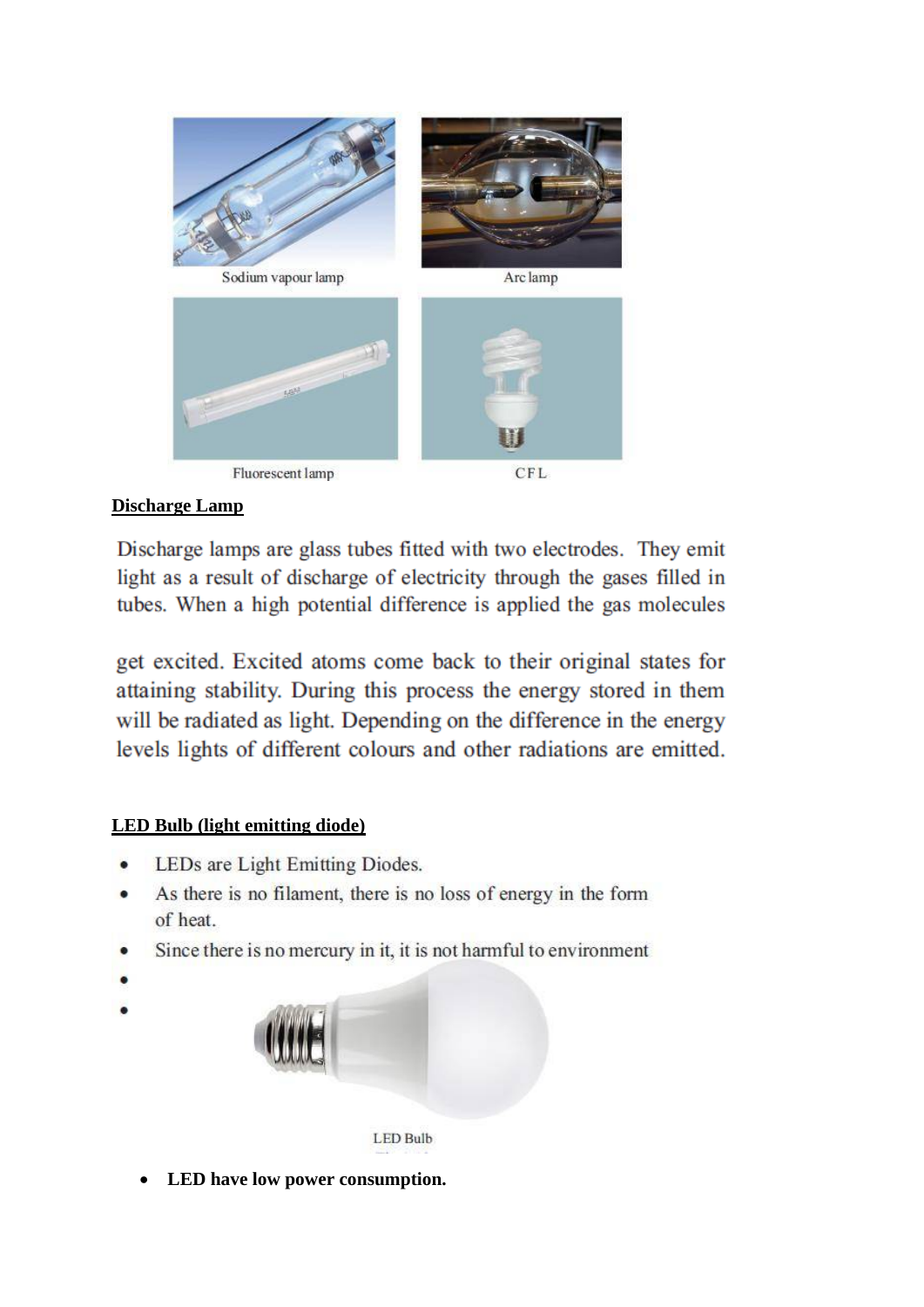Sodium vapour lamp

Arc lamp

Fluorescent lamp

CFL

**Discharge Lamp**

Discharge lamps are glass tubes fitted with two electrodes. They emit light as a result of discharge of electricity through the gases filled in tubes. When a high potential difference is applied the gas molecules

get excited. Excited atoms come back to their original states for attaining stability. During this process the energy stored in them will be radiated as light. Depending on the difference in the energy levels lights of different colours and other radiations are emitted.

**LED Bulb (light emitting diode)**

- LEDs are Light Emitting Diodes.
- As there is no filament, there is no loss of energy in the form of heat.
- Since there is no mercury in it, it is not harmful to environment

LED Bulb

- **LED have low power consumption.**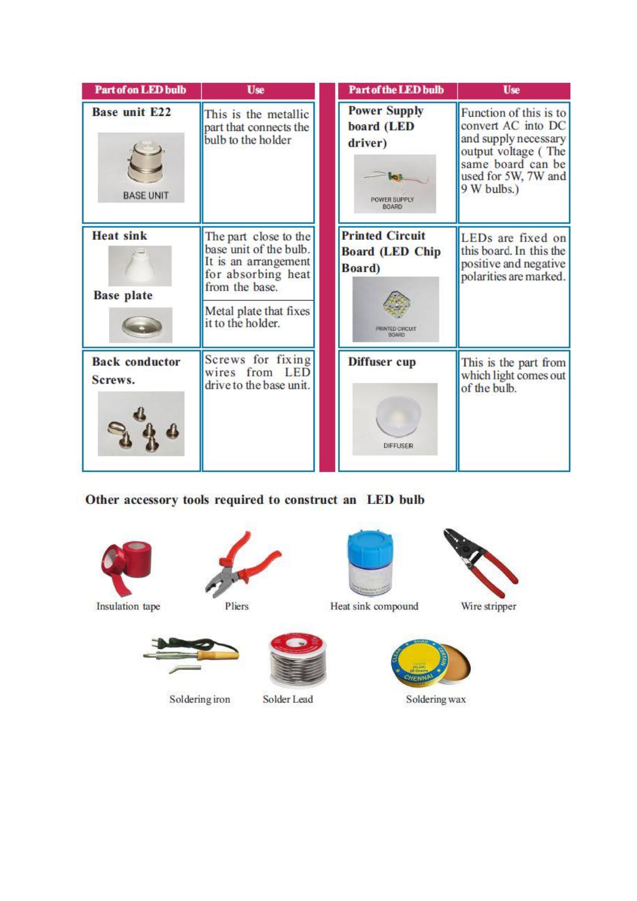| Part of on LED bulb | Use |
|---|---|
| Base unit E22 | This is the metallic part that connects the bulb to the holder |
| Heat sink | The part close to the base unit of the bulb. It is an arrangement for absorbing heat from the base. |
| Base plate | Metal plate that fixes it to the holder. |
| Back conductor Screws. | Screws for fixing wires from LED drive to the base unit. |

| Part of the LED bulb | Use |
|---|---|
| Power Supply board (LED driver) | Function of this is to convert AC into DC and supply necessary output voltage ( The same board can be used for 5W, 7W and 9 W bulbs.) |
| Printed Circuit Board (LED Chip Board) | LEDs are fixed on this board. In this the positive and negative polarities are marked. |
| Diffuser cup | This is the part from which light comes out of the bulb. |

**Other accessory tools required to construct an LED bulb**

Insulation tape

Pliers

Heat sink compound

Wire stripper

Soldering iron

Solder Lead

Soldering wax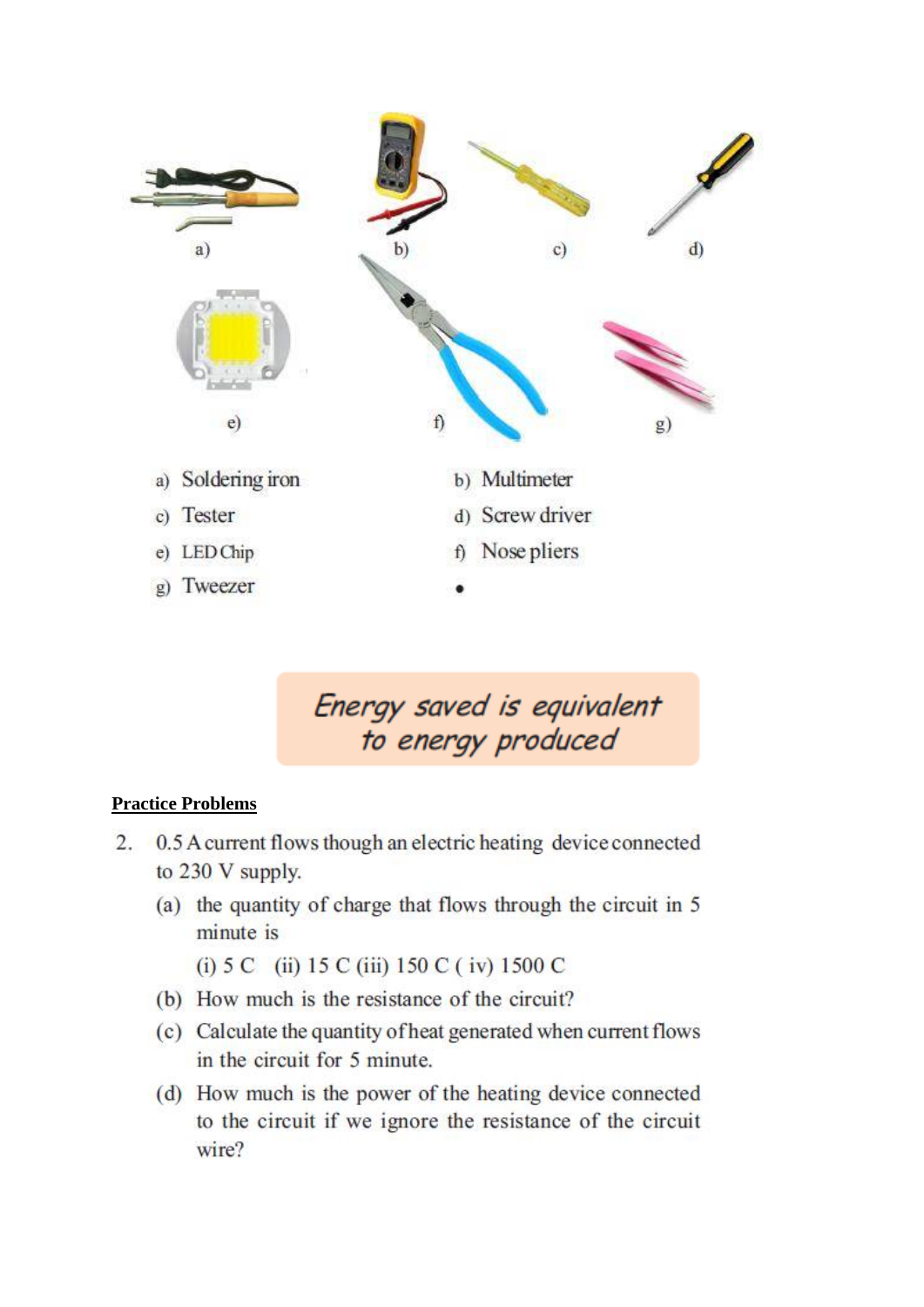a) b) c) d)

e) f) g)

a) Soldering iron

b) Multimeter

c) Tester

d) Screw driver

e) LED Chip

f) Nose pliers

g) Tweezer

•

*Energy saved is equivalent to energy produced*

**Practice Problems**

2. 0.5 A current flows though an electric heating device connected to 230 V supply.

   (a) the quantity of charge that flows through the circuit in 5 minute is

   (i) 5 C (ii) 15 C (iii) 150 C ( iv) 1500 C

   (b) How much is the resistance of the circuit?

   (c) Calculate the quantity of heat generated when current flows in the circuit for 5 minute.

   (d) How much is the power of the heating device connected to the circuit if we ignore the resistance of the circuit wire?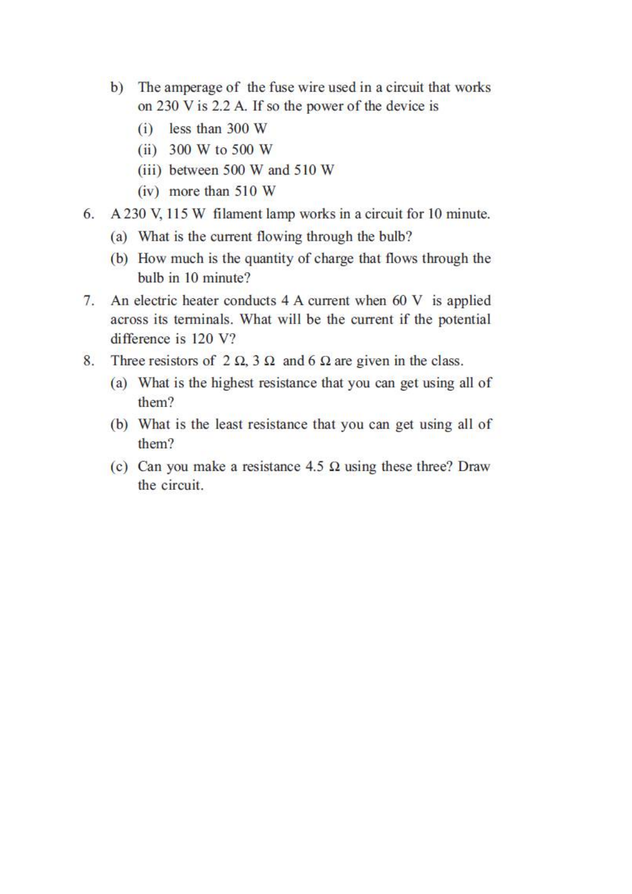b) The amperage of the fuse wire used in a circuit that works on 230 V is 2.2 A. If so the power of the device is

   (i) less than 300 W

   (ii) 300 W to 500 W

   (iii) between 500 W and 510 W

   (iv) more than 510 W

6. A 230 V, 115 W filament lamp works in a circuit for 10 minute.
   (a) What is the current flowing through the bulb?
   (b) How much is the quantity of charge that flows through the bulb in 10 minute?

7. An electric heater conducts 4 A current when 60 V is applied across its terminals. What will be the current if the potential difference is 120 V?

8. Three resistors of 2 Ω, 3 Ω and 6 Ω are given in the class.
   (a) What is the highest resistance that you can get using all of them?
   (b) What is the least resistance that you can get using all of them?
   (c) Can you make a resistance 4.5 Ω using these three? Draw the circuit.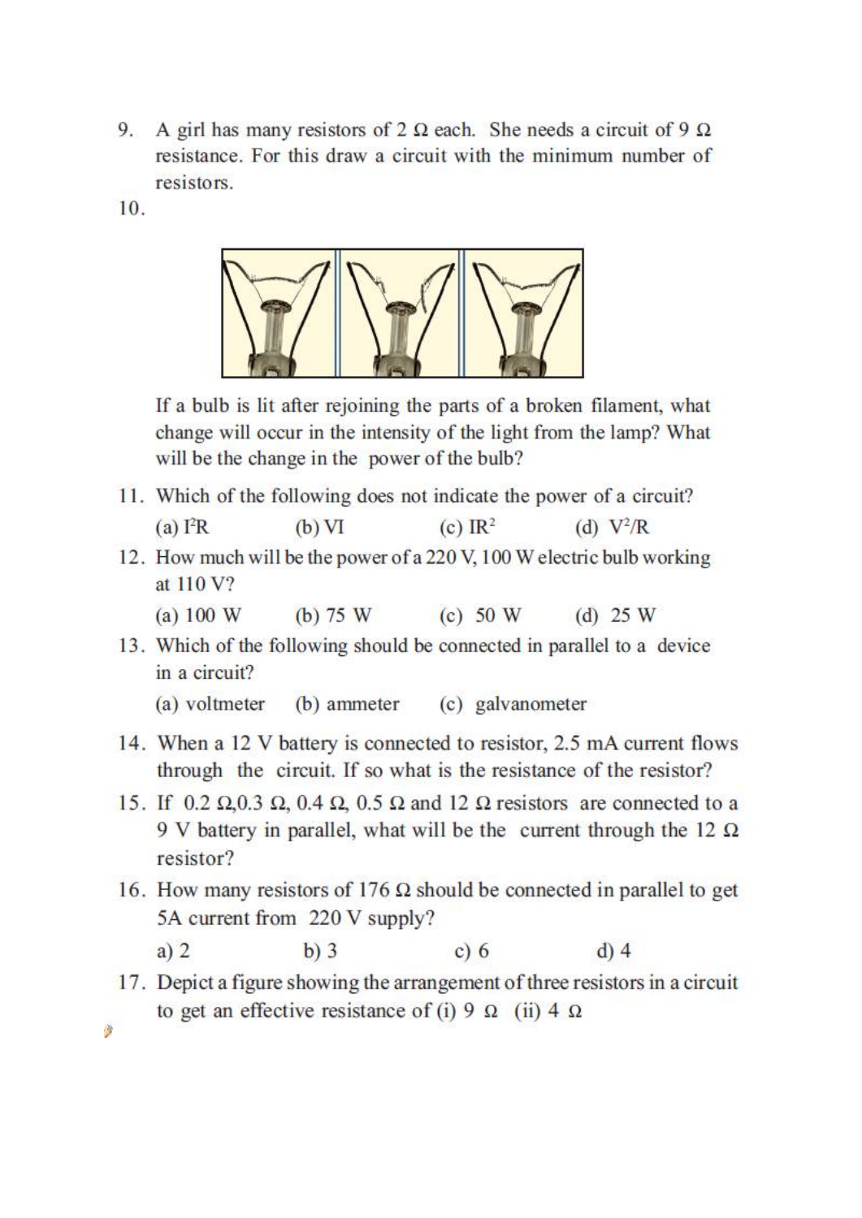9. A girl has many resistors of 2 Ω each. She needs a circuit of 9 Ω resistance. For this draw a circuit with the minimum number of resistors.

10. If a bulb is lit after rejoining the parts of a broken filament, what change will occur in the intensity of the light from the lamp? What will be the change in the power of the bulb?

11. Which of the following does not indicate the power of a circuit?

    (a) $I^2R$ (b) VI (c) $IR^2$ (d) $V^2/R$

12. How much will be the power of a 220 V, 100 W electric bulb working at 110 V?

    (a) 100 W (b) 75 W (c) 50 W (d) 25 W

13. Which of the following should be connected in parallel to a device in a circuit?

    (a) voltmeter (b) ammeter (c) galvanometer

14. When a 12 V battery is connected to resistor, 2.5 mA current flows through the circuit. If so what is the resistance of the resistor?

15. If 0.2 Ω,0.3 Ω, 0.4 Ω, 0.5 Ω and 12 Ω resistors are connected to a 9 V battery in parallel, what will be the current through the 12 Ω resistor?

16. How many resistors of 176 Ω should be connected in parallel to get 5A current from 220 V supply?

    a) 2 b) 3 c) 6 d) 4

17. Depict a figure showing the arrangement of three resistors in a circuit to get an effective resistance of (i) 9 Ω (ii) 4 Ω